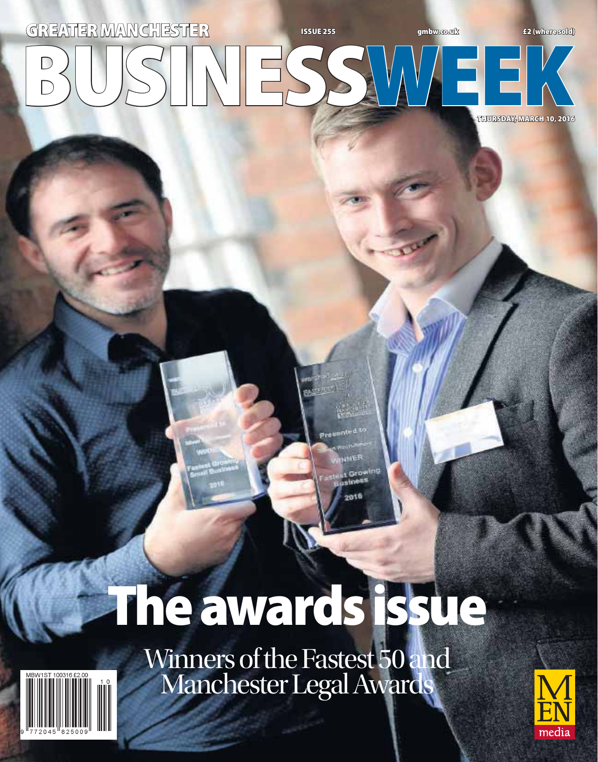GREATER MANCHESTER

ISSUE 255

gmbw.co.uk

£2 (where sold)

# BUSINESSWEEK

THURSDAY, MARCH 10, 2016

# The awards issue

## Winners of the Fastest 50 and Manchester Legal Awards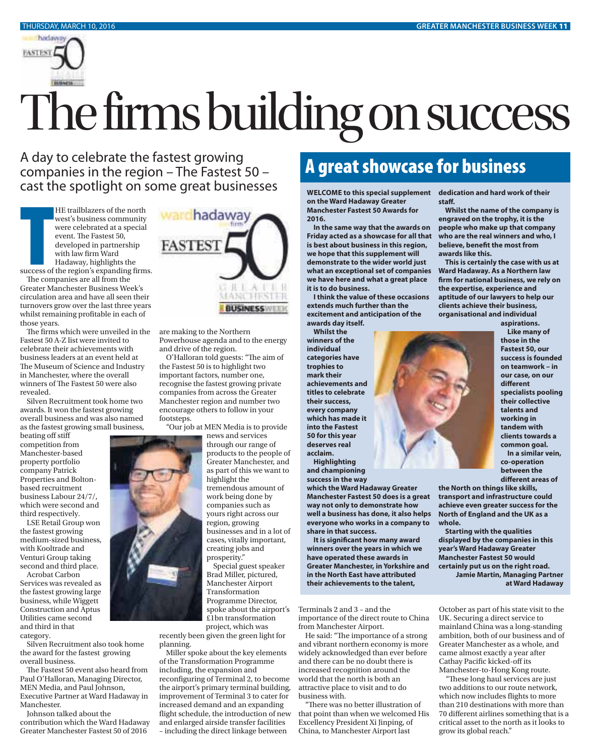# The firms building on success

## A day to celebrate the fastest growing companies in the region – The Fastest 50 – cast the spotlight on some great businesses

THE trailblazers of the north west's business community were celebrated at a special event. The Fastest 50, developed in partnership with law firm Ward Hadaway, highlights the success of the region's expanding firms.

The companies are all from the Greater Manchester Business Week's circulation area and have all seen their turnovers grow over the last three years whilst remaining profitable in each of those years.

The firms which were unveiled in the Fastest 50 A-Z list were invited to celebrate their achievements with business leaders at an event held at The Museum of Science and Industry in Manchester, where the overall winners of The Fastest 50 were also revealed.

Silven Recruitment took home two awards. It won the fastest growing overall business and was also named as the fastest growing small business, beating off stiff competition from Manchester-based property portfolio company Patrick Properties and Bolton-based recruitment business Labour 24/7/, which were second and third respectively.

LSE Retail Group won the fastest growing medium-sized business, with Kooltrade and Venturi Group taking second and third place.

Acrobat Carbon Services was revealed as the fastest growing large business, while Wiggett Construction and Aptus Utilities came second and third in that category.

Silven Recruitment also took home the award for the fastest growing overall business.

The Fastest 50 event also heard from Paul O'Halloran, Managing Director, MEN Media, and Paul Johnson, Executive Partner at Ward Hadaway in Manchester.

Johnson talked about the contribution which the Ward Hadaway Greater Manchester Fastest 50 of 2016 are making to the Northern Powerhouse agenda and to the energy and drive of the region.

O'Halloran told guests: "The aim of the Fastest 50 is to highlight two important factors, number one, recognise the fastest growing private companies from across the Greater Manchester region and number two encourage others to follow in your footsteps.

"Our job at MEN Media is to provide news and services through our range of products to the people of Greater Manchester, and as part of this we want to highlight the tremendous amount of work being done by companies such as yours right across our region, growing businesses and in a lot of cases, vitally important, creating jobs and prosperity."

Special guest speaker Brad Miller, pictured, Manchester Airport Transformation Programme Director, spoke about the airport's £1bn transformation project, which was recently been given the green light for planning.

Miller spoke about the key elements of the Transformation Programme including, the expansion and reconfiguring of Terminal 2, to become the airport's primary terminal building, improvement of Terminal 3 to cater for increased demand and an expanding flight schedule, the introduction of new and enlarged airside transfer facilities – including the direct linkage between Terminals 2 and 3 – and the importance of the direct route to China from Manchester Airport.

He said: "The importance of a strong and vibrant northern economy is more widely acknowledged than ever before and there can be no doubt there is increased recognition around the world that the north is both an attractive place to visit and to do business with.

"There was no better illustration of that point than when we welcomed His Excellency President Xi Jinping, of China, to Manchester Airport last October as part of his state visit to the UK. Securing a direct service to mainland China was a long-standing ambition, both of our business and of Greater Manchester as a whole, and came almost exactly a year after Cathay Pacific kicked-off its Manchester-to-Hong Kong route.

"These long haul services are just two additions to our route network, which now includes flights to more than 210 destinations with more than 70 different airlines something that is a critical asset to the north as it looks to grow its global reach."

## A great showcase for business

**WELCOME to this special supplement on the Ward Hadaway Greater Manchester Fastest 50 Awards for 2016.**

**In the same way that the awards on Friday acted as a showcase for all that is best about business in this region, we hope that this supplement will demonstrate to the wider world just what an exceptional set of companies we have here and what a great place it is to do business.**

**I think the value of these occasions extends much further than the excitement and anticipation of the awards day itself.**

**Whilst the winners of the individual categories have trophies to mark their achievements and titles to celebrate their success, every company which has made it into the Fastest 50 for this year deserves real acclaim.**

**Highlighting and championing success in the way which the Ward Hadaway Greater Manchester Fastest 50 does is a great way not only to demonstrate how well a business has done, it also helps everyone who works in a company to share in that success.**

**It is significant how many award winners over the years in which we have operated these awards in Greater Manchester, in Yorkshire and in the North East have attributed their achievements to the talent, dedication and hard work of their staff.**

**Whilst the name of the company is engraved on the trophy, it is the people who make up that company who are the real winners and who, I believe, benefit the most from awards like this.**

**This is certainly the case with us at Ward Hadaway. As a Northern law firm for national business, we rely on the expertise, experience and aptitude of our lawyers to help our clients achieve their business, organisational and individual aspirations.**

**Like many of those in the Fastest 50, our success is founded on teamwork – in our case, on our different specialists pooling their collective talents and working in tandem with clients towards a common goal.**

**In a similar vein, co-operation between the different areas of the North on things like skills, transport and infrastructure could achieve even greater success for the North of England and the UK as a whole.**

**Starting with the qualities displayed by the companies in this year's Ward Hadaway Greater Manchester Fastest 50 would certainly put us on the right road.**

**Jamie Martin, Managing Partner at Ward Hadaway**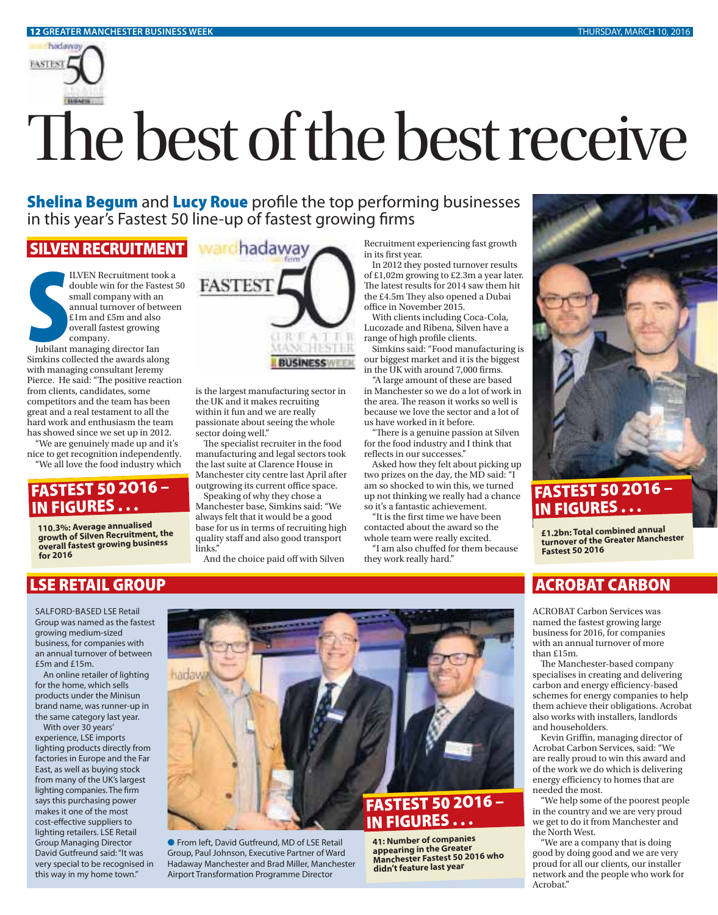# The best of the best receive

**Shelina Begum** and **Lucy Roue** profile the top performing businesses in this year's Fastest 50 line-up of fastest growing firms

## SILVEN RECRUITMENT

SILVEN Recruitment took a double win for the Fastest 50 small company with an annual turnover of between £1m and £5m and also overall fastest growing company.

Jubilant managing director Ian Simkins collected the awards along with managing consultant Jeremy Pierce. He said: "The positive reaction from clients, candidates, some competitors and the team has been great and a real testament to all the hard work and enthusiasm the team has showed since we set up in 2012.

"We are genuinely made up and it's nice to get recognition independently.

"We all love the food industry which is the largest manufacturing sector in the UK and it makes recruiting within it fun and we are really passionate about seeing the whole sector doing well."

The specialist recruiter in the food manufacturing and legal sectors took the last suite at Clarence House in Manchester city centre last April after outgrowing its current office space.

Speaking of why they chose a Manchester base, Simkins said: "We always felt that it would be a good base for us in terms of recruiting high quality staff and also good transport links."

And the choice paid off with Silven Recruitment experiencing fast growth in its first year.

In 2012 they posted turnover results of £1,02m growing to £2.3m a year later. The latest results for 2014 saw them hit the £4.5m They also opened a Dubai office in November 2015.

With clients including Coca-Cola, Lucozade and Ribena, Silven have a range of high profile clients.

Simkins said: "Food manufacturing is our biggest market and it is the biggest in the UK with around 7,000 firms.

"A large amount of these are based in Manchester so we do a lot of work in the area. The reason it works so well is because we love the sector and a lot of us have worked in it before.

"There is a genuine passion at Silven for the food industry and I think that reflects in our successes."

Asked how they felt about picking up two prizes on the day, the MD said: "I am so shocked to win this, we turned up not thinking we really had a chance so it's a fantastic achievement.

"It is the first time we have been contacted about the award so the whole team were really excited.

"I am also chuffed for them because they work really hard."

### FASTEST 50 2016 – IN FIGURES . . .

**110.3%: Average annualised growth of Silven Recruitment, the overall fastest growing business for 2016**

### FASTEST 50 2016 – IN FIGURES . . .

**£1.2bn: Total combined annual turnover of the Greater Manchester Fastest 50 2016**

## LSE RETAIL GROUP

SALFORD-BASED LSE Retail Group was named as the fastest growing medium-sized business, for companies with an annual turnover of between £5m and £15m.

An online retailer of lighting for the home, which sells products under the Minisun brand name, was runner-up in the same category last year.

With over 30 years' experience, LSE imports lighting products directly from factories in Europe and the Far East, as well as buying stock from many of the UK's largest lighting companies. The firm says this purchasing power makes it one of the most cost-effective suppliers to lighting retailers. LSE Retail Group Managing Director David Gutfreund said: "It was very special to be recognised in this way in my home town."

● From left, David Gutfreund, MD of LSE Retail Group, Paul Johnson, Executive Partner of Ward Hadaway Manchester and Brad Miller, Manchester Airport Transformation Programme Director

### FASTEST 50 2016 – IN FIGURES . . .

**41: Number of companies appearing in the Greater Manchester Fastest 50 2016 who didn't feature last year**

## ACROBAT CARBON

ACROBAT Carbon Services was named the fastest growing large business for 2016, for companies with an annual turnover of more than £15m.

The Manchester-based company specialises in creating and delivering carbon and energy efficiency-based schemes for energy companies to help them achieve their obligations. Acrobat also works with installers, landlords and householders.

Kevin Griffin, managing director of Acrobat Carbon Services, said: "We are really proud to win this award and of the work we do which is delivering energy efficiency to homes that are needed the most.

"We help some of the poorest people in the country and we are very proud we get to do it from Manchester and the North West.

"We are a company that is doing good by doing good and we are very proud for all our clients, our installer network and the people who work for Acrobat."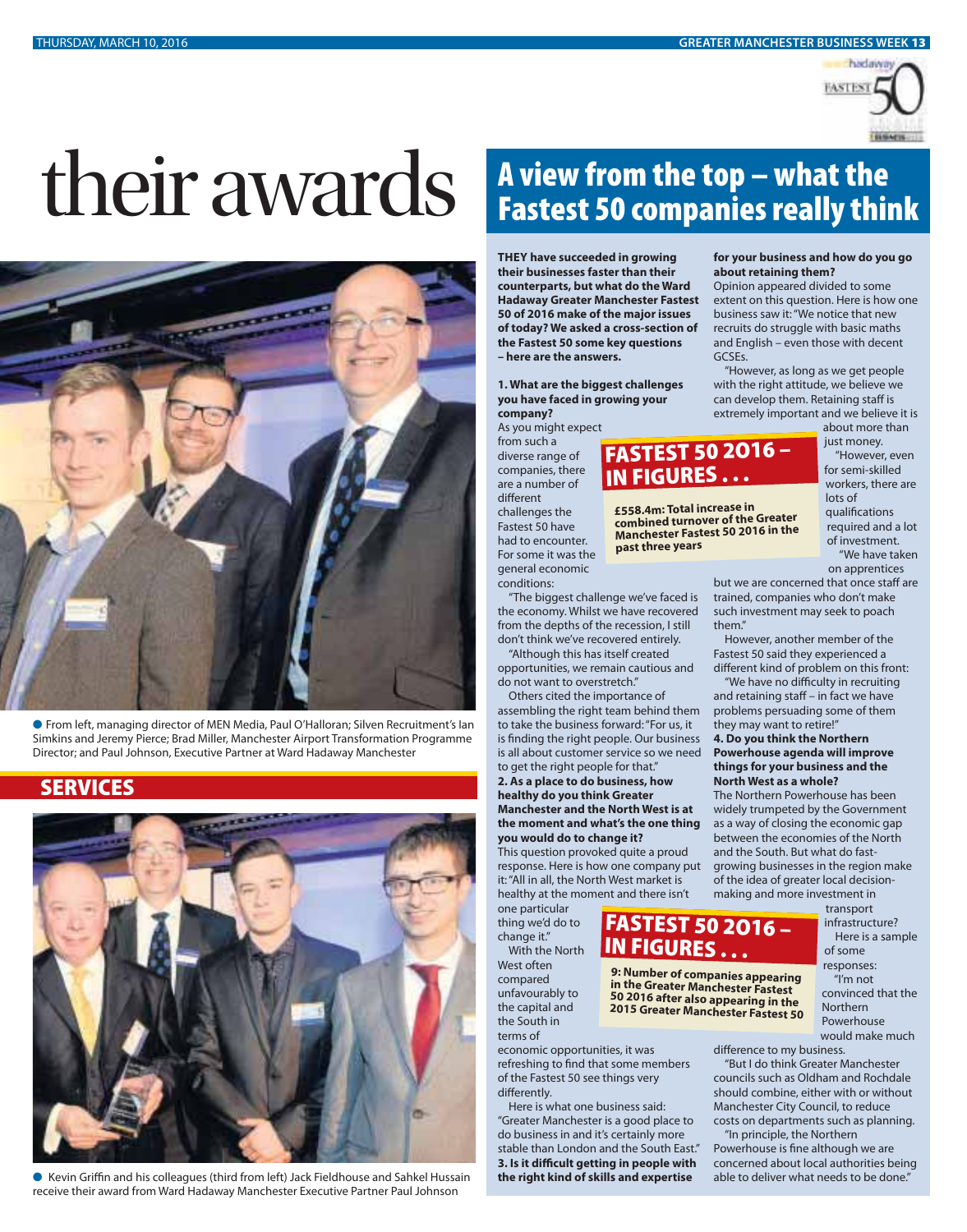# their awards

From left, managing director of MEN Media, Paul O'Halloran; Silven Recruitment's Ian Simkins and Jeremy Pierce; Brad Miller, Manchester Airport Transformation Programme Director; and Paul Johnson, Executive Partner at Ward Hadaway Manchester

## SERVICES

Kevin Griffin and his colleagues (third from left) Jack Fieldhouse and Sahkel Hussain receive their award from Ward Hadaway Manchester Executive Partner Paul Johnson

# A view from the top – what the Fastest 50 companies really think

**THEY have succeeded in growing their businesses faster than their counterparts, but what do the Ward Hadaway Greater Manchester Fastest 50 of 2016 make of the major issues of today? We asked a cross-section of the Fastest 50 some key questions – here are the answers.**

**1. What are the biggest challenges you have faced in growing your company?**

As you might expect from such a diverse range of companies, there are a number of different challenges the Fastest 50 have had to encounter. For some it was the general economic conditions:

"The biggest challenge we've faced is the economy. Whilst we have recovered from the depths of the recession, I still don't think we've recovered entirely.

"Although this has itself created opportunities, we remain cautious and do not want to overstretch."

Others cited the importance of assembling the right team behind them to take the business forward: "For us, it is finding the right people. Our business is all about customer service so we need to get the right people for that."

**2. As a place to do business, how healthy do you think Greater Manchester and the North West is at the moment and what's the one thing you would do to change it?**

This question provoked quite a proud response. Here is how one company put it: "All in all, the North West market is healthy at the moment and there isn't one particular thing we'd do to change it."

With the North West often compared unfavourably to the capital and the South in terms of economic opportunities, it was refreshing to find that some members of the Fastest 50 see things very differently.

Here is what one business said: "Greater Manchester is a good place to do business in and it's certainly more stable than London and the South East."

**3. Is it difficult getting in people with the right kind of skills and expertise for your business and how do you go about retaining them?**

Opinion appeared divided to some extent on this question. Here is how one business saw it: "We notice that new recruits do struggle with basic maths and English – even those with decent GCSEs.

"However, as long as we get people with the right attitude, we believe we can develop them. Retaining staff is extremely important and we believe it is about more than just money.

"However, even for semi-skilled workers, there are lots of qualifications required and a lot of investment.

"We have taken on apprentices but we are concerned that once staff are trained, companies who don't make such investment may seek to poach them."

However, another member of the Fastest 50 said they experienced a different kind of problem on this front:

"We have no difficulty in recruiting and retaining staff – in fact we have problems persuading some of them they may want to retire!"

**4. Do you think the Northern Powerhouse agenda will improve things for your business and the North West as a whole?**

The Northern Powerhouse has been widely trumpeted by the Government as a way of closing the economic gap between the economies of the North and the South. But what do fast-growing businesses in the region make of the idea of greater local decision-making and more investment in transport infrastructure?

Here is a sample of some responses:

"I'm not convinced that the Northern Powerhouse would make much difference to my business.

"But I do think Greater Manchester councils such as Oldham and Rochdale should combine, either with or without Manchester City Council, to reduce costs on departments such as planning.

"In principle, the Northern Powerhouse is fine although we are concerned about local authorities being able to deliver what needs to be done."

## FASTEST 50 2016 – IN FIGURES . . .

**£558.4m: Total increase in combined turnover of the Greater Manchester Fastest 50 2016 in the past three years**

## FASTEST 50 2016 – IN FIGURES . . .

**9: Number of companies appearing in the Greater Manchester Fastest 50 2016 after also appearing in the 2015 Greater Manchester Fastest 50**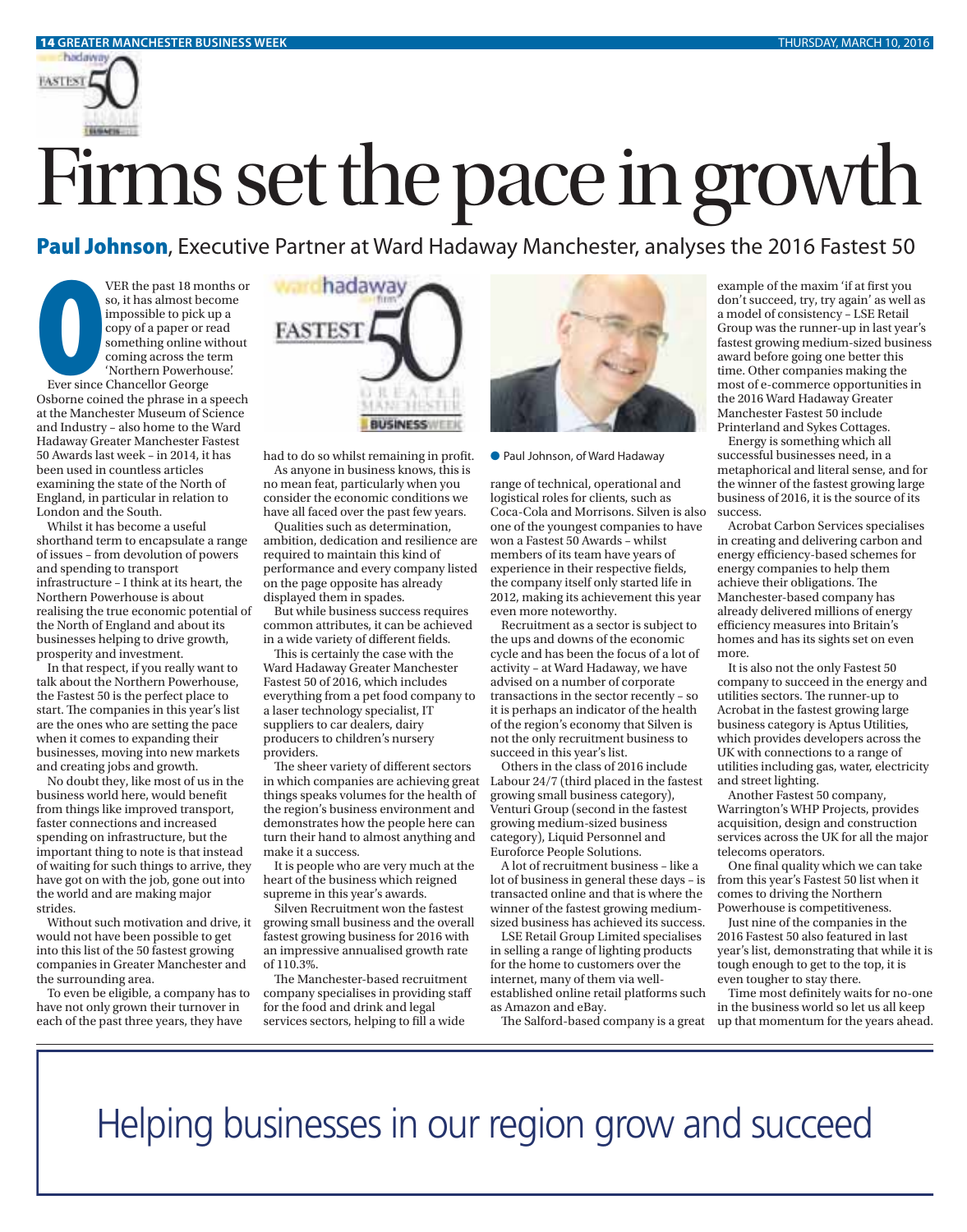# Firms set the pace in growth

**Paul Johnson**, Executive Partner at Ward Hadaway Manchester, analyses the 2016 Fastest 50

OVER the past 18 months or so, it has almost become impossible to pick up a copy of a paper or read something online without coming across the term 'Northern Powerhouse'.

Ever since Chancellor George Osborne coined the phrase in a speech at the Manchester Museum of Science and Industry – also home to the Ward Hadaway Greater Manchester Fastest 50 Awards last week – in 2014, it has been used in countless articles examining the state of the North of England, in particular in relation to London and the South.

Whilst it has become a useful shorthand term to encapsulate a range of issues – from devolution of powers and spending to transport infrastructure – I think at its heart, the Northern Powerhouse is about realising the true economic potential of the North of England and about its businesses helping to drive growth, prosperity and investment.

In that respect, if you really want to talk about the Northern Powerhouse, the Fastest 50 is the perfect place to start. The companies in this year's list are the ones who are setting the pace when it comes to expanding their businesses, moving into new markets and creating jobs and growth.

No doubt they, like most of us in the business world here, would benefit from things like improved transport, faster connections and increased spending on infrastructure, but the important thing to note is that instead of waiting for such things to arrive, they have got on with the job, gone out into the world and are making major strides.

Without such motivation and drive, it would not have been possible to get into this list of the 50 fastest growing companies in Greater Manchester and the surrounding area.

To even be eligible, a company has to have not only grown their turnover in each of the past three years, they have had to do so whilst remaining in profit.

As anyone in business knows, this is no mean feat, particularly when you consider the economic conditions we have all faced over the past few years.

Qualities such as determination, ambition, dedication and resilience are required to maintain this kind of performance and every company listed on the page opposite has already displayed them in spades.

But while business success requires common attributes, it can be achieved in a wide variety of different fields.

This is certainly the case with the Ward Hadaway Greater Manchester Fastest 50 of 2016, which includes everything from a pet food company to a laser technology specialist, IT suppliers to car dealers, dairy producers to children's nursery providers.

The sheer variety of different sectors in which companies are achieving great things speaks volumes for the health of the region's business environment and demonstrates how the people here can turn their hand to almost anything and make it a success.

It is people who are very much at the heart of the business which reigned supreme in this year's awards.

Silven Recruitment won the fastest growing small business and the overall fastest growing business for 2016 with an impressive annualised growth rate of 110.3%.

The Manchester-based recruitment company specialises in providing staff for the food and drink and legal services sectors, helping to fill a wide range of technical, operational and logistical roles for clients, such as Coca-Cola and Morrisons. Silven is also one of the youngest companies to have won a Fastest 50 Awards – whilst members of its team have years of experience in their respective fields, the company itself only started life in 2012, making its achievement this year even more noteworthy.

● Paul Johnson, of Ward Hadaway

Recruitment as a sector is subject to the ups and downs of the economic cycle and has been the focus of a lot of activity – at Ward Hadaway, we have advised on a number of corporate transactions in the sector recently – so it is perhaps an indicator of the health of the region's economy that Silven is not the only recruitment business to succeed in this year's list.

Others in the class of 2016 include Labour 24/7 (third placed in the fastest growing small business category), Venturi Group (second in the fastest growing medium-sized business category), Liquid Personnel and Euroforce People Solutions.

A lot of recruitment business – like a lot of business in general these days – is transacted online and that is where the winner of the fastest growing medium-sized business has achieved its success.

LSE Retail Group Limited specialises in selling a range of lighting products for the home to customers over the internet, many of them via well-established online retail platforms such as Amazon and eBay.

The Salford-based company is a great example of the maxim 'if at first you don't succeed, try, try again' as well as a model of consistency – LSE Retail Group was the runner-up in last year's fastest growing medium-sized business award before going one better this time. Other companies making the most of e-commerce opportunities in the 2016 Ward Hadaway Greater Manchester Fastest 50 include Printerland and Sykes Cottages.

Energy is something which all successful businesses need, in a metaphorical and literal sense, and for the winner of the fastest growing large business of 2016, it is the source of its success.

Acrobat Carbon Services specialises in creating and delivering carbon and energy efficiency-based schemes for energy companies to help them achieve their obligations. The Manchester-based company has already delivered millions of energy efficiency measures into Britain's homes and has its sights set on even more.

It is also not the only Fastest 50 company to succeed in the energy and utilities sectors. The runner-up to Acrobat in the fastest growing large business category is Aptus Utilities, which provides developers across the UK with connections to a range of utilities including gas, water, electricity and street lighting.

Another Fastest 50 company, Warrington's WHP Projects, provides acquisition, design and construction services across the UK for all the major telecoms operators.

One final quality which we can take from this year's Fastest 50 list when it comes to driving the Northern Powerhouse is competitiveness.

Just nine of the companies in the 2016 Fastest 50 also featured in last year's list, demonstrating that while it is tough enough to get to the top, it is even tougher to stay there.

Time most definitely waits for no-one in the business world so let us all keep up that momentum for the years ahead.

Helping businesses in our region grow and succeed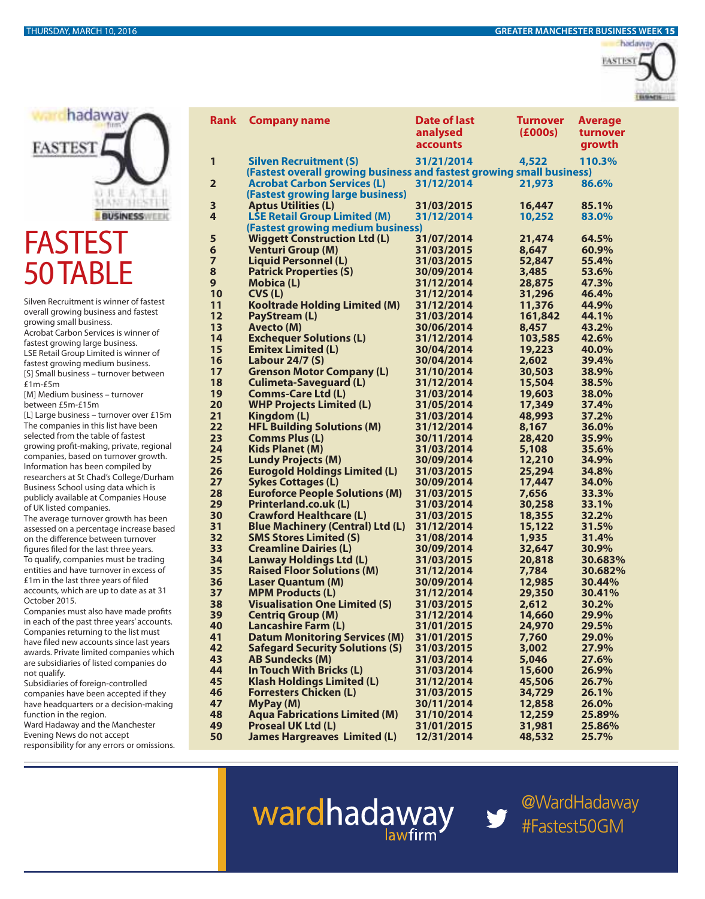# FASTEST 50 TABLE

Silven Recruitment is winner of fastest overall growing business and fastest growing small business.
Acrobat Carbon Services is winner of fastest growing large business.
LSE Retail Group Limited is winner of fastest growing medium business.
[S] Small business – turnover between £1m-£5m
[M] Medium business – turnover between £5m-£15m
[L] Large business – turnover over £15m
The companies in this list have been selected from the table of fastest growing profit-making, private, regional companies, based on turnover growth. Information has been compiled by researchers at St Chad's College/Durham Business School using data which is publicly available at Companies House of UK listed companies.
The average turnover growth has been assessed on a percentage increase based on the difference between turnover figures filed for the last three years.
To qualify, companies must be trading entities and have turnover in excess of £1m in the last three years of filed accounts, which are up to date as at 31 October 2015.
Companies must also have made profits in each of the past three years' accounts. Companies returning to the list must have filed new accounts since last years awards. Private limited companies which are subsidiaries of listed companies do not qualify.
Subsidiaries of foreign-controlled companies have been accepted if they have headquarters or a decision-making function in the region.
Ward Hadaway and the Manchester Evening News do not accept responsibility for any errors or omissions.

| Rank | Company name | Date of last analysed accounts | Turnover (£000s) | Average turnover growth |
|---|---|---|---|---|
| 1 | **Silven Recruitment (S)** (Fastest overall growing business and fastest growing small business) | 31/21/2014 | 4,522 | 110.3% |
| 2 | **Acrobat Carbon Services (L)** (Fastest growing large business) | 31/12/2014 | 21,973 | 86.6% |
| 3 | Aptus Utilities (L) | 31/03/2015 | 16,447 | 85.1% |
| 4 | **LSE Retail Group Limited (M)** (Fastest growing medium business) | 31/12/2014 | 10,252 | 83.0% |
| 5 | Wiggett Construction Ltd (L) | 31/07/2014 | 21,474 | 64.5% |
| 6 | Venturi Group (M) | 31/03/2015 | 8,647 | 60.9% |
| 7 | Liquid Personnel (L) | 31/03/2015 | 52,847 | 55.4% |
| 8 | Patrick Properties (S) | 30/09/2014 | 3,485 | 53.6% |
| 9 | Mobica (L) | 31/12/2014 | 28,875 | 47.3% |
| 10 | CVS (L) | 31/12/2014 | 31,296 | 46.4% |
| 11 | Kooltrade Holding Limited (M) | 31/12/2014 | 11,376 | 44.9% |
| 12 | PayStream (L) | 31/03/2014 | 161,842 | 44.1% |
| 13 | Avecto (M) | 30/06/2014 | 8,457 | 43.2% |
| 14 | Exchequer Solutions (L) | 31/12/2014 | 103,585 | 42.6% |
| 15 | Emitex Limited (L) | 30/04/2014 | 19,223 | 40.0% |
| 16 | Labour 24/7 (S) | 30/04/2014 | 2,602 | 39.4% |
| 17 | Grenson Motor Company (L) | 31/10/2014 | 30,503 | 38.9% |
| 18 | Culimeta-Saveguard (L) | 31/12/2014 | 15,504 | 38.5% |
| 19 | Comms-Care Ltd (L) | 31/03/2014 | 19,603 | 38.0% |
| 20 | WHP Projects Limited (L) | 31/05/2014 | 17,349 | 37.4% |
| 21 | Kingdom (L) | 31/03/2014 | 48,993 | 37.2% |
| 22 | HFL Building Solutions (M) | 31/12/2014 | 8,167 | 36.0% |
| 23 | Comms Plus (L) | 30/11/2014 | 28,420 | 35.9% |
| 24 | Kids Planet (M) | 31/03/2014 | 5,108 | 35.6% |
| 25 | Lundy Projects (M) | 30/09/2014 | 12,210 | 34.9% |
| 26 | Eurogold Holdings Limited (L) | 31/03/2015 | 25,294 | 34.8% |
| 27 | Sykes Cottages (L) | 30/09/2014 | 17,447 | 34.0% |
| 28 | Euroforce People Solutions (M) | 31/03/2015 | 7,656 | 33.3% |
| 29 | Printerland.co.uk (L) | 31/03/2014 | 30,258 | 33.1% |
| 30 | Crawford Healthcare (L) | 31/03/2015 | 18,355 | 32.2% |
| 31 | Blue Machinery (Central) Ltd (L) | 31/12/2014 | 15,122 | 31.5% |
| 32 | SMS Stores Limited (S) | 31/08/2014 | 1,935 | 31.4% |
| 33 | Creamline Dairies (L) | 30/09/2014 | 32,647 | 30.9% |
| 34 | Lanway Holdings Ltd (L) | 31/03/2015 | 20,818 | 30.683% |
| 35 | Raised Floor Solutions (M) | 31/12/2014 | 7,784 | 30.682% |
| 36 | Laser Quantum (M) | 30/09/2014 | 12,985 | 30.44% |
| 37 | MPM Products (L) | 31/12/2014 | 29,350 | 30.41% |
| 38 | Visualisation One Limited (S) | 31/03/2015 | 2,612 | 30.2% |
| 39 | Centriq Group (M) | 31/12/2014 | 14,660 | 29.9% |
| 40 | Lancashire Farm (L) | 31/01/2015 | 24,970 | 29.5% |
| 41 | Datum Monitoring Services (M) | 31/01/2015 | 7,760 | 29.0% |
| 42 | Safegard Security Solutions (S) | 31/03/2015 | 3,002 | 27.9% |
| 43 | AB Sundecks (M) | 31/03/2014 | 5,046 | 27.6% |
| 44 | In Touch With Bricks (L) | 31/03/2014 | 15,600 | 26.9% |
| 45 | Klash Holdings Limited (L) | 31/12/2014 | 45,506 | 26.7% |
| 46 | Forresters Chicken (L) | 31/03/2015 | 34,729 | 26.1% |
| 47 | MyPay (M) | 30/11/2014 | 12,858 | 26.0% |
| 48 | Aqua Fabrications Limited (M) | 31/10/2014 | 12,259 | 25.89% |
| 49 | Proseal UK Ltd (L) | 31/01/2015 | 31,981 | 25.86% |
| 50 | James Hargreaves Limited (L) | 12/31/2014 | 48,532 | 25.7% |

wardhadaway lawfirm

@WardHadaway #Fastest50GM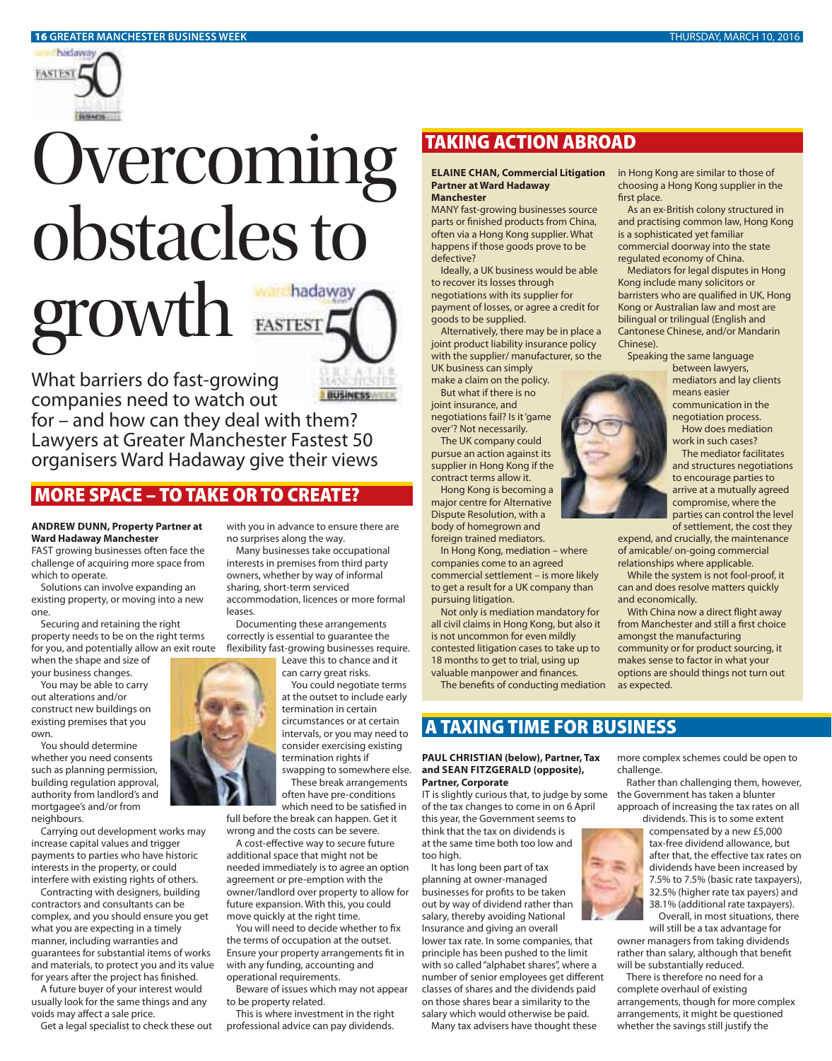# Overcoming obstacles to growth

What barriers do fast-growing companies need to watch out for – and how can they deal with them? Lawyers at Greater Manchester Fastest 50 organisers Ward Hadaway give their views

## MORE SPACE – TO TAKE OR TO CREATE?

**ANDREW DUNN, Property Partner at Ward Hadaway Manchester**

FAST growing businesses often face the challenge of acquiring more space from which to operate.

Solutions can involve expanding an existing property, or moving into a new one.

Securing and retaining the right property needs to be on the right terms for you, and potentially allow an exit route when the shape and size of your business changes.

You may be able to carry out alterations and/or construct new buildings on existing premises that you own.

You should determine whether you need consents such as planning permission, building regulation approval, authority from landlord's and mortgagee's and/or from neighbours.

Carrying out development works may increase capital values and trigger payments to parties who have historic interests in the property, or could interfere with existing rights of others.

Contracting with designers, building contractors and consultants can be complex, and you should ensure you get what you are expecting in a timely manner, including warranties and guarantees for substantial items of works and materials, to protect you and its value for years after the project has finished.

A future buyer of your interest would usually look for the same things and any voids may affect a sale price.

Get a legal specialist to check these out with you in advance to ensure there are no surprises along the way.

Many businesses take occupational interests in premises from third party owners, whether by way of informal sharing, short-term serviced accommodation, licences or more formal leases.

Documenting these arrangements correctly is essential to guarantee the flexibility fast-growing businesses require. Leave this to chance and it can carry great risks.

You could negotiate terms at the outset to include early termination in certain circumstances or at certain intervals, or you may need to consider exercising existing termination rights if swapping to somewhere else.

These break arrangements often have pre-conditions which need to be satisfied in full before the break can happen. Get it wrong and the costs can be severe.

A cost-effective way to secure future additional space that might not be needed immediately is to agree an option agreement or pre-emption with the owner/landlord over property to allow for future expansion. With this, you could move quickly at the right time.

You will need to decide whether to fix the terms of occupation at the outset. Ensure your property arrangements fit in with any funding, accounting and operational requirements.

Beware of issues which may not appear to be property related.

This is where investment in the right professional advice can pay dividends.

## TAKING ACTION ABROAD

**ELAINE CHAN, Commercial Litigation Partner at Ward Hadaway Manchester**

MANY fast-growing businesses source parts or finished products from China, often via a Hong Kong supplier. What happens if those goods prove to be defective?

Ideally, a UK business would be able to recover its losses through negotiations with its supplier for payment of losses, or agree a credit for goods to be supplied.

Alternatively, there may be in place a joint product liability insurance policy with the supplier/ manufacturer, so the UK business can simply make a claim on the policy.

But what if there is no joint insurance, and negotiations fail? Is it 'game over'? Not necessarily.

The UK company could pursue an action against its supplier in Hong Kong if the contract terms allow it.

Hong Kong is becoming a major centre for Alternative Dispute Resolution, with a body of homegrown and foreign trained mediators.

In Hong Kong, mediation – where companies come to an agreed commercial settlement – is more likely to get a result for a UK company than pursuing litigation.

Not only is mediation mandatory for all civil claims in Hong Kong, but also it is not uncommon for even mildly contested litigation cases to take up to 18 months to get to trial, using up valuable manpower and finances.

The benefits of conducting mediation in Hong Kong are similar to those of choosing a Hong Kong supplier in the first place.

As an ex-British colony structured in and practising common law, Hong Kong is a sophisticated yet familiar commercial doorway into the state regulated economy of China.

Mediators for legal disputes in Hong Kong include many solicitors or barristers who are qualified in UK, Hong Kong or Australian law and most are bilingual or trilingual (English and Cantonese Chinese, and/or Mandarin Chinese).

Speaking the same language between lawyers, mediators and lay clients means easier communication in the negotiation process.

How does mediation work in such cases?

The mediator facilitates and structures negotiations to encourage parties to arrive at a mutually agreed compromise, where the parties can control the level of settlement, the cost they expend, and crucially, the maintenance of amicable/ on-going commercial relationships where applicable.

While the system is not fool-proof, it can and does resolve matters quickly and economically.

With China now a direct flight away from Manchester and still a first choice amongst the manufacturing community or for product sourcing, it makes sense to factor in what your options are should things not turn out as expected.

## A TAXING TIME FOR BUSINESS

**PAUL CHRISTIAN (below), Partner, Tax and SEAN FITZGERALD (opposite), Partner, Corporate**

IT is slightly curious that, to judge by some of the tax changes to come in on 6 April this year, the Government seems to think that the tax on dividends is at the same time both too low and too high.

It has long been part of tax planning at owner-managed businesses for profits to be taken out by way of dividend rather than salary, thereby avoiding National Insurance and giving an overall lower tax rate. In some companies, that principle has been pushed to the limit with so called "alphabet shares", where a number of senior employees get different classes of shares and the dividends paid on those shares bear a similarity to the salary which would otherwise be paid.

Many tax advisers have thought these more complex schemes could be open to challenge.

Rather than challenging them, however, the Government has taken a blunter approach of increasing the tax rates on all dividends. This is to some extent compensated by a new £5,000 tax-free dividend allowance, but after that, the effective tax rates on dividends have been increased by 7.5% to 7.5% (basic rate taxpayers), 32.5% (higher rate tax payers) and 38.1% (additional rate taxpayers).

Overall, in most situations, there will still be a tax advantage for owner managers from taking dividends rather than salary, although that benefit will be substantially reduced.

There is therefore no need for a complete overhaul of existing arrangements, though for more complex arrangements, it might be questioned whether the savings still justify the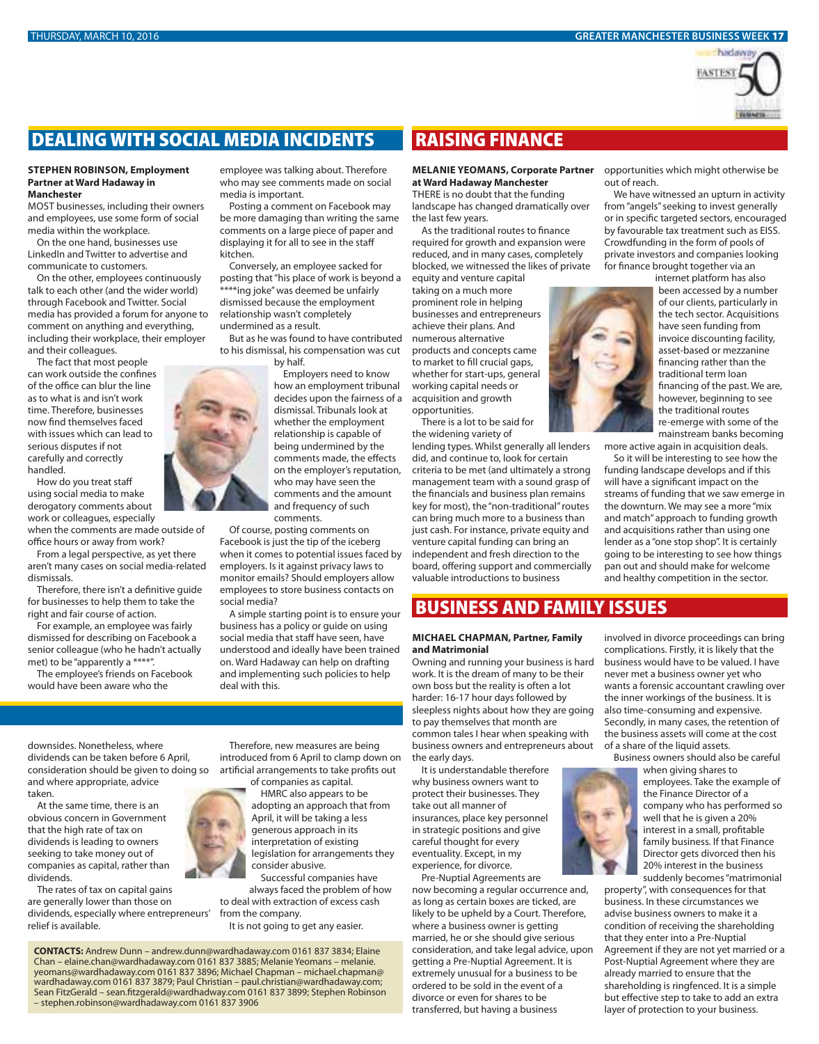## DEALING WITH SOCIAL MEDIA INCIDENTS

**STEPHEN ROBINSON, Employment Partner at Ward Hadaway in Manchester**

MOST businesses, including their owners and employees, use some form of social media within the workplace.

On the one hand, businesses use LinkedIn and Twitter to advertise and communicate to customers.

On the other, employees continuously talk to each other (and the wider world) through Facebook and Twitter. Social media has provided a forum for anyone to comment on anything and everything, including their workplace, their employer and their colleagues.

The fact that most people can work outside the confines of the office can blur the line as to what is and isn't work time. Therefore, businesses now find themselves faced with issues which can lead to serious disputes if not carefully and correctly handled.

How do you treat staff using social media to make derogatory comments about work or colleagues, especially when the comments are made outside of office hours or away from work?

From a legal perspective, as yet there aren't many cases on social media-related dismissals.

Therefore, there isn't a definitive guide for businesses to help them to take the right and fair course of action.

For example, an employee was fairly dismissed for describing on Facebook a senior colleague (who he hadn't actually met) to be "apparently a ****".

The employee's friends on Facebook would have been aware who the employee was talking about. Therefore who may see comments made on social media is important.

Posting a comment on Facebook may be more damaging than writing the same comments on a large piece of paper and displaying it for all to see in the staff kitchen.

Conversely, an employee sacked for posting that "his place of work is beyond a ****ing joke" was deemed be unfairly dismissed because the employment relationship wasn't completely undermined as a result.

But as he was found to have contributed to his dismissal, his compensation was cut by half.

Employers need to know how an employment tribunal decides upon the fairness of a dismissal. Tribunals look at whether the employment relationship is capable of being undermined by the comments made, the effects on the employer's reputation, who may have seen the comments and the amount and frequency of such comments.

Of course, posting comments on Facebook is just the tip of the iceberg when it comes to potential issues faced by employers. Is it against privacy laws to monitor emails? Should employers allow employees to store business contacts on social media?

A simple starting point is to ensure your business has a policy or guide on using social media that staff have seen, have understood and ideally have been trained on. Ward Hadaway can help on drafting and implementing such policies to help deal with this.

downsides. Nonetheless, where dividends can be taken before 6 April, consideration should be given to doing so and where appropriate, advice taken.

At the same time, there is an obvious concern in Government that the high rate of tax on dividends is leading to owners seeking to take money out of companies as capital, rather than dividends.

The rates of tax on capital gains are generally lower than those on dividends, especially where entrepreneurs' relief is available.

Therefore, new measures are being introduced from 6 April to clamp down on artificial arrangements to take profits out of companies as capital.

HMRC also appears to be adopting an approach that from April, it will be taking a less generous approach in its interpretation of existing legislation for arrangements they consider abusive.

Successful companies have always faced the problem of how to deal with extraction of excess cash from the company.

It is not going to get any easier.

**CONTACTS:** Andrew Dunn – andrew.dunn@wardhadaway.com 0161 837 3834; Elaine Chan – elaine.chan@wardhadaway.com 0161 837 3885; Melanie Yeomans – melanie.yeomans@wardhadaway.com 0161 837 3896; Michael Chapman – michael.chapman@wardhadaway.com 0161 837 3879; Paul Christian – paul.christian@wardhadaway.com; Sean FitzGerald – sean.fitzgerald@wardhadway.com 0161 837 3899; Stephen Robinson – stephen.robinson@wardhadaway.com 0161 837 3906

## RAISING FINANCE

**MELANIE YEOMANS, Corporate Partner at Ward Hadaway Manchester**

THERE is no doubt that the funding landscape has changed dramatically over the last few years.

As the traditional routes to finance required for growth and expansion were reduced, and in many cases, completely blocked, we witnessed the likes of private equity and venture capital taking on a much more prominent role in helping businesses and entrepreneurs achieve their plans. And numerous alternative products and concepts came to market to fill crucial gaps, whether for start-ups, general working capital needs or acquisition and growth opportunities.

There is a lot to be said for the widening variety of lending types. Whilst generally all lenders did, and continue to, look for certain criteria to be met (and ultimately a strong management team with a sound grasp of the financials and business plan remains key for most), the "non-traditional" routes can bring much more to a business than just cash. For instance, private equity and venture capital funding can bring an independent and fresh direction to the board, offering support and commercially valuable introductions to business opportunities which might otherwise be out of reach.

We have witnessed an upturn in activity from "angels" seeking to invest generally or in specific targeted sectors, encouraged by favourable tax treatment such as EISS. Crowdfunding in the form of pools of private investors and companies looking for finance brought together via an internet platform has also been accessed by a number of our clients, particularly in the tech sector. Acquisitions have seen funding from invoice discounting facility, asset-based or mezzanine financing rather than the traditional term loan financing of the past. We are, however, beginning to see the traditional routes re-emerge with some of the mainstream banks becoming more active again in acquisition deals.

So it will be interesting to see how the funding landscape develops and if this will have a significant impact on the streams of funding that we saw emerge in the downturn. We may see a more "mix and match" approach to funding growth and acquisitions rather than using one lender as a "one stop shop". It is certainly going to be interesting to see how things pan out and should make for welcome and healthy competition in the sector.

## BUSINESS AND FAMILY ISSUES

**MICHAEL CHAPMAN, Partner, Family and Matrimonial**

Owning and running your business is hard work. It is the dream of many to be their own boss but the reality is often a lot harder: 16-17 hour days followed by sleepless nights about how they are going to pay themselves that month are common tales I hear when speaking with business owners and entrepreneurs about the early days.

It is understandable therefore why business owners want to protect their businesses. They take out all manner of insurances, place key personnel in strategic positions and give careful thought for every eventuality. Except, in my experience, for divorce.

Pre-Nuptial Agreements are now becoming a regular occurrence and, as long as certain boxes are ticked, are likely to be upheld by a Court. Therefore, where a business owner is getting married, he or she should give serious consideration, and take legal advice, upon getting a Pre-Nuptial Agreement. It is extremely unusual for a business to be ordered to be sold in the event of a divorce or even for shares to be transferred, but having a business involved in divorce proceedings can bring complications. Firstly, it is likely that the business would have to be valued. I have never met a business owner yet who wants a forensic accountant crawling over the inner workings of the business. It is also time-consuming and expensive. Secondly, in many cases, the retention of the business assets will come at the cost of a share of the liquid assets.

Business owners should also be careful when giving shares to employees. Take the example of the Finance Director of a company who has performed so well that he is given a 20% interest in a small, profitable family business. If that Finance Director gets divorced then his 20% interest in the business suddenly becomes "matrimonial property", with consequences for that business. In these circumstances we advise business owners to make it a condition of receiving the shareholding that they enter into a Pre-Nuptial Agreement if they are not yet married or a Post-Nuptial Agreement where they are already married to ensure that the shareholding is ringfenced. It is a simple but effective step to take to add an extra layer of protection to your business.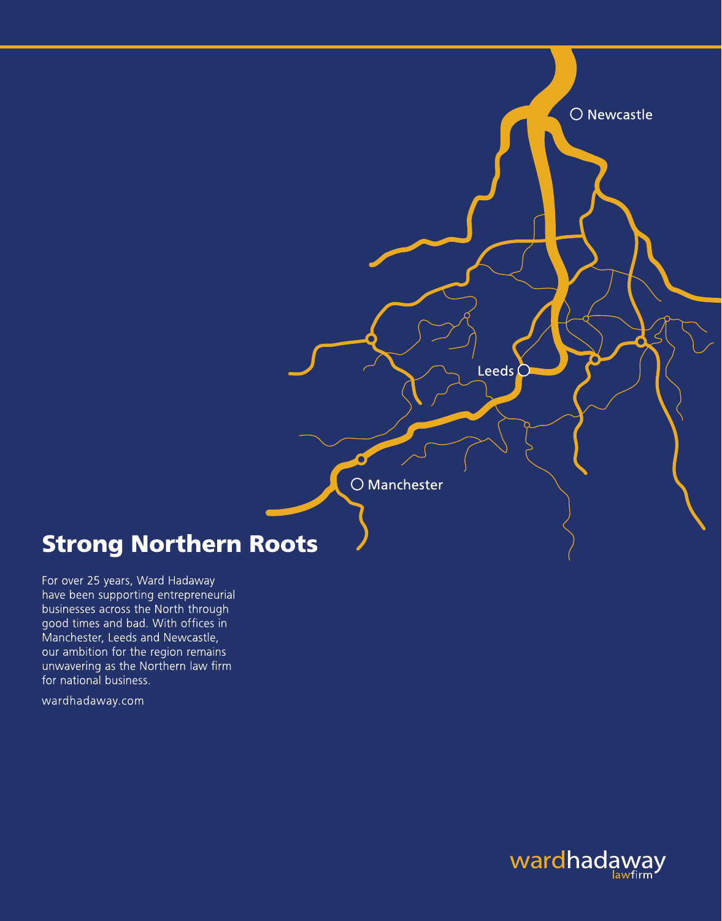Newcastle

Leeds

Manchester

## Strong Northern Roots

For over 25 years, Ward Hadaway have been supporting entrepreneurial businesses across the North through good times and bad. With offices in Manchester, Leeds and Newcastle, our ambition for the region remains unwavering as the Northern law firm for national business.

wardhadaway.com

wardhadaway lawfirm